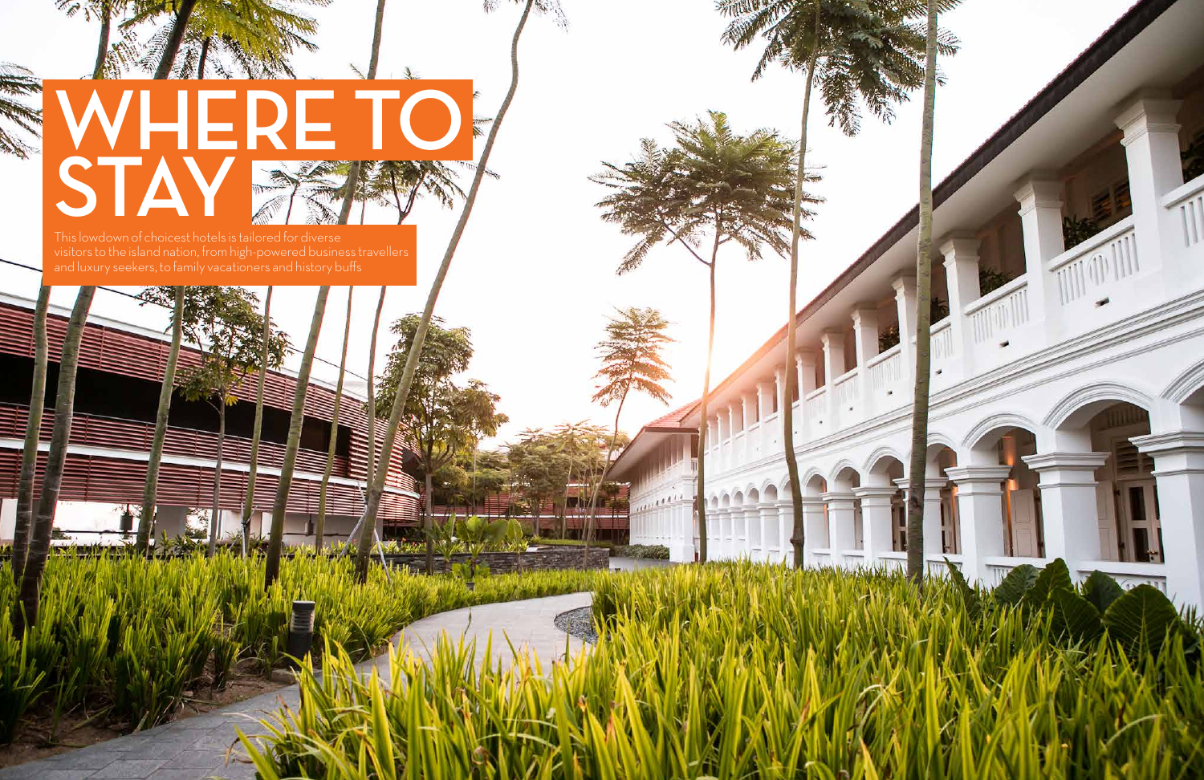# WHERE TO STAY

This lowdown of choicest hotels is tailored for diverse visitors to the island nation, from high-powered business travellers and luxury seekers, to family vacationers and history buffs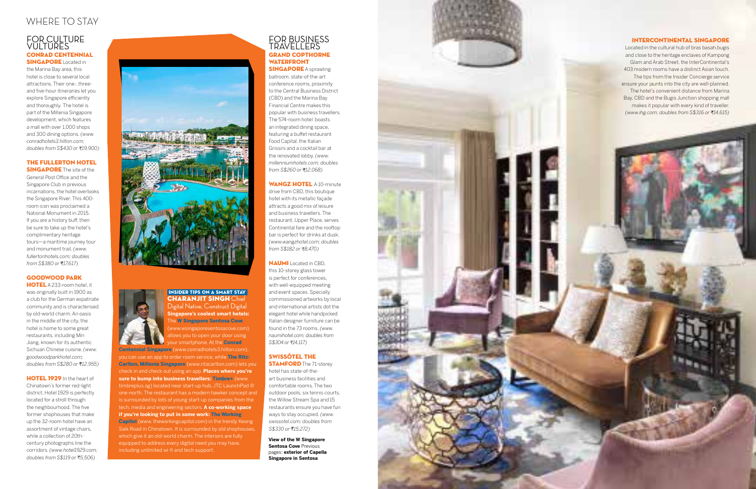# WHERE TO STAY

## FOR CULTURE VULTURES

**CONRAD CENTENNIAL SINGAPORE** Located in the Marina Bay area, this hotel is close to several local attractions. Their one-, three- and five-hour itineraries let you explore Singapore efficiently and thoroughly. The hotel is part of the Millenia Singapore development, which features a mall with over 1,000 shops and 300 dining options. *(www.conradhotels3.hilton.com; doubles from S$430 or ₹19,900)*

**THE FULLERTON HOTEL SINGAPORE** The site of the General Post Office and the Singapore Club in previous incarnations, the hotel overlooks the Singapore River. This 400-room icon was proclaimed a National Monument in 2015. If you are a history buff, then be sure to take up the hotel's complimentary heritage tours—a maritime journey tour and monument trail. *(www.fullertonhotels.com; doubles from S$380 or ₹17,617)*

**GOODWOOD PARK HOTEL** A 233-room hotel, it was originally built in 1900 as a club for the German expatriate community and is characterised by old-world charm. An oasis in the middle of the city, the hotel is home to some great restaurants, including Min Jiang, known for its authentic Sichuan Chinese cuisine. *(www.goodwoodparkhotel.com; doubles from S$280 or ₹12,955)*

**HOTEL 1929** In the heart of Chinatown's former red-light district, Hotel 1929 is perfectly located for a stroll through the neighbourhood. The five former shophouses that make up the 32-room hotel have an assortment of vintage chairs, while a collection of 20th-century photographs line the corridors. *(www.hotel1929.com; doubles from S$119 or ₹5,506)*

### INSIDER TIPS ON A SMART STAY

**CHARANJIT SINGH** Chief Digital Native, Construct Digital

**Singapore's coolest smart hotels:** The **W Singapore Sentosa Cove** (www.wsingaporesentosacove.com) allows you to open your door using your smartphone. At the **Conrad Centennial Singapore** (www.conradhotels3.hilton.com), you can use an app to order room service, while **The Ritz-Carlton, Millenia Singapore** (www.ritzcarlton.com) lets you check in and check out using an app. **Places where you're sure to bump into business travellers:** **Timbre+** (www.timbreplus.sg) located near start-up hub, JTC LaunchPad @ one-north. The restaurant has a modern hawker concept and is surrounded by lots of young start-up companies from the tech, media and engineering sectors. **A co-working space if you're looking to put in some work:** **The Working Capitol** (www.theworkingcapitol.com) in the trendy Keong Saik Road in Chinatown. It is surrounded by old shophouses, which give it an old-world charm. The interiors are fully equipped to address every digital need you may have, including unlimited wi-fi and tech support.

## FOR BUSINESS TRAVELLERS

**GRAND COPTHORNE WATERFRONT SINGAPORE** A sprawling ballroom, state-of-the-art conference rooms, proximity to the Central Business District (CBD) and the Marina Bay Financial Centre makes this popular with business travellers. The 574-room hotel boasts an integrated dining space, featuring a buffet restaurant Food Capital, the Italian Grissini and a cocktail bar at the renovated lobby. *(www.millenniumhotels.com; doubles from S$260 or ₹12,068)*

**WANGZ HOTEL** A 10-minute drive from CBD, this boutique hotel with its metallic façade attracts a good mix of leisure and business travellers. The restaurant, Upper Place, serves Continental fare and the rooftop bar is perfect for drinks at dusk. *(www.wangzhotel.com; doubles from S$182 or ₹8,470)*

**NAUMI** Located in CBD, this 10-storey glass tower is perfect for conferences, with well-equipped meeting and event spaces. Specially commissioned artworks by local and international artists dot the elegant hotel while handpicked Italian designer furniture can be found in the 73 rooms. *(www.naumihotel.com; doubles from S$304 or ₹14,117)*

**SWISSÔTEL THE STAMFORD** The 71-storey hotel has state-of-the-art business facilities and comfortable rooms. The two outdoor pools, six tennis courts, the Willow Stream Spa and 15 restaurants ensure you have fun ways to stay occupied. *(www.swissotel.com; doubles from S$330 or ₹15,272)*

**View of the W Singapore Sentosa Cove** Previous pages: **exterior of Capella Singapore in Sentosa**

**INTERCONTINENTAL SINGAPORE** Located in the cultural hub of bras basah.bugis and close to the heritage enclaves of Kampong Glam and Arab Street, the InterContinental's 403 modern rooms have a distinct Asian touch. The tips from the Insider Concierge service ensure your jaunts into the city are well-planned. The hotel's convenient distance from Marina Bay, CBD and the Bugis Junction shopping mall makes it popular with every kind of traveller. *(www.ihg.com; doubles from S$316 or ₹14,615)*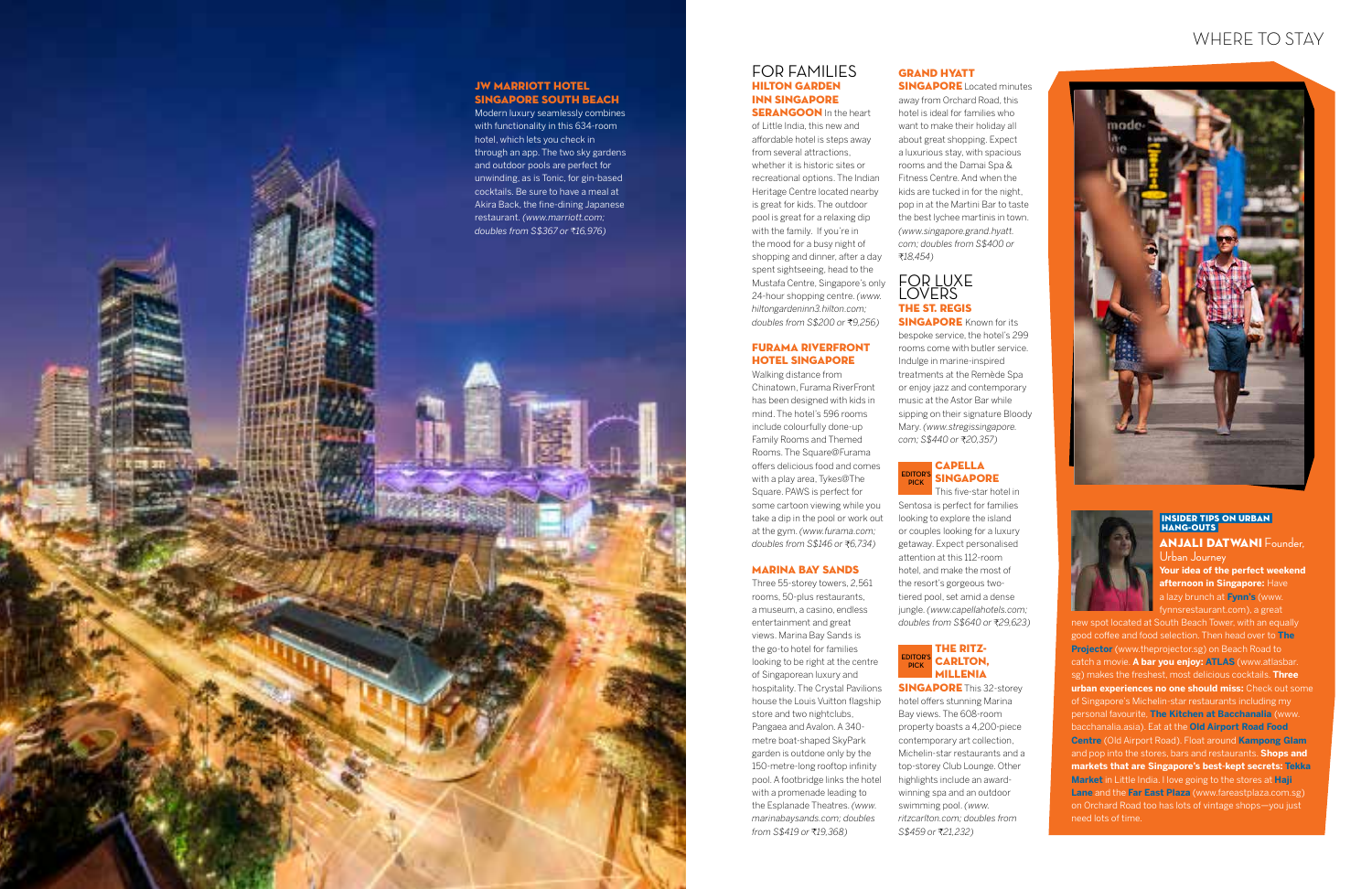## JW MARRIOTT HOTEL SINGAPORE SOUTH BEACH

Modern luxury seamlessly combines with functionality in this 634-room hotel, which lets you check in through an app. The two sky gardens and outdoor pools are perfect for unwinding, as is Tonic, for gin-based cocktails. Be sure to have a meal at Akira Back, the fine-dining Japanese restaurant. *(www.marriott.com; doubles from S$367 or ₹16,976)*

# FOR FAMILIES

## HILTON GARDEN INN SINGAPORE SERANGOON

In the heart of Little India, this new and affordable hotel is steps away from several attractions, whether it is historic sites or recreational options. The Indian Heritage Centre located nearby is great for kids. The outdoor pool is great for a relaxing dip with the family. If you're in the mood for a busy night of shopping and dinner, after a day spent sightseeing, head to the Mustafa Centre, Singapore's only 24-hour shopping centre. *(www.hiltongardeninn3.hilton.com; doubles from S$200 or ₹9,256)*

## FURAMA RIVERFRONT HOTEL SINGAPORE

Walking distance from Chinatown, Furama RiverFront has been designed with kids in mind. The hotel's 596 rooms include colourfully done-up Family Rooms and Themed Rooms. The Square@Furama offers delicious food and comes with a play area, Tykes@The Square. PAWS is perfect for some cartoon viewing while you take a dip in the pool or work out at the gym. *(www.furama.com; doubles from S$146 or ₹6,734)*

## MARINA BAY SANDS

Three 55-storey towers, 2,561 rooms, 50-plus restaurants, a museum, a casino, endless entertainment and great views. Marina Bay Sands is the go-to hotel for families looking to be right at the centre of Singaporean luxury and hospitality. The Crystal Pavilions house the Louis Vuitton flagship store and two nightclubs, Pangaea and Avalon. A 340-metre boat-shaped SkyPark garden is outdone only by the 150-metre-long rooftop infinity pool. A footbridge links the hotel with a promenade leading to the Esplanade Theatres. *(www.marinabaysands.com; doubles from S$419 or ₹19,368)*

## GRAND HYATT SINGAPORE

Located minutes away from Orchard Road, this hotel is ideal for families who want to make their holiday all about great shopping. Expect a luxurious stay, with spacious rooms and the Damai Spa & Fitness Centre. And when the kids are tucked in for the night, pop in at the Martini Bar to taste the best lychee martinis in town. *(www.singapore.grand.hyatt.com; doubles from S$400 or ₹18,454)*

# FOR LUXE LOVERS

## THE ST. REGIS SINGAPORE

Known for its bespoke service, the hotel's 299 rooms come with butler service. Indulge in marine-inspired treatments at the Remède Spa or enjoy jazz and contemporary music at the Astor Bar while sipping on their signature Bloody Mary. *(www.stregissingapore.com; S$440 or ₹20,357)*

## CAPELLA SINGAPORE

EDITOR'S PICK

This five-star hotel in Sentosa is perfect for families looking to explore the island or couples looking for a luxury getaway. Expect personalised attention at this 112-room hotel, and make the most of the resort's gorgeous two-tiered pool, set amid a dense jungle. *(www.capellahotels.com; doubles from S$640 or ₹29,623)*

## THE RITZ-CARLTON, MILLENIA SINGAPORE

EDITOR'S PICK

This 32-storey hotel offers stunning Marina Bay views. The 608-room property boasts a 4,200-piece contemporary art collection, Michelin-star restaurants and a top-storey Club Lounge. Other highlights include an award-winning spa and an outdoor swimming pool. *(www.ritzcarlton.com; doubles from S$459 or ₹21,232)*

## INSIDER TIPS ON URBAN HANG-OUTS

**ANJALI DATWANI** Founder, Urban Journey

**Your idea of the perfect weekend afternoon in Singapore:** Have a lazy brunch at **Fynn's** (www.fynnsrestaurant.com), a great new spot located at South Beach Tower, with an equally good coffee and food selection. Then head over to **The Projector** (www.theprojector.sg) on Beach Road to catch a movie. **A bar you enjoy: ATLAS** (www.atlasbar.sg) makes the freshest, most delicious cocktails. **Three urban experiences no one should miss:** Check out some of Singapore's Michelin-star restaurants including my personal favourite, **The Kitchen at Bacchanalia** (www.bacchanalia.asia). Eat at the **Old Airport Road Food Centre** (Old Airport Road). Float around **Kampong Glam** and pop into the stores, bars and restaurants. **Shops and markets that are Singapore's best-kept secrets: Tekka Market** in Little India. I love going to the stores at **Haji Lane** and the **Far East Plaza** (www.fareastplaza.com.sg) on Orchard Road too has lots of vintage shops—you just need lots of time.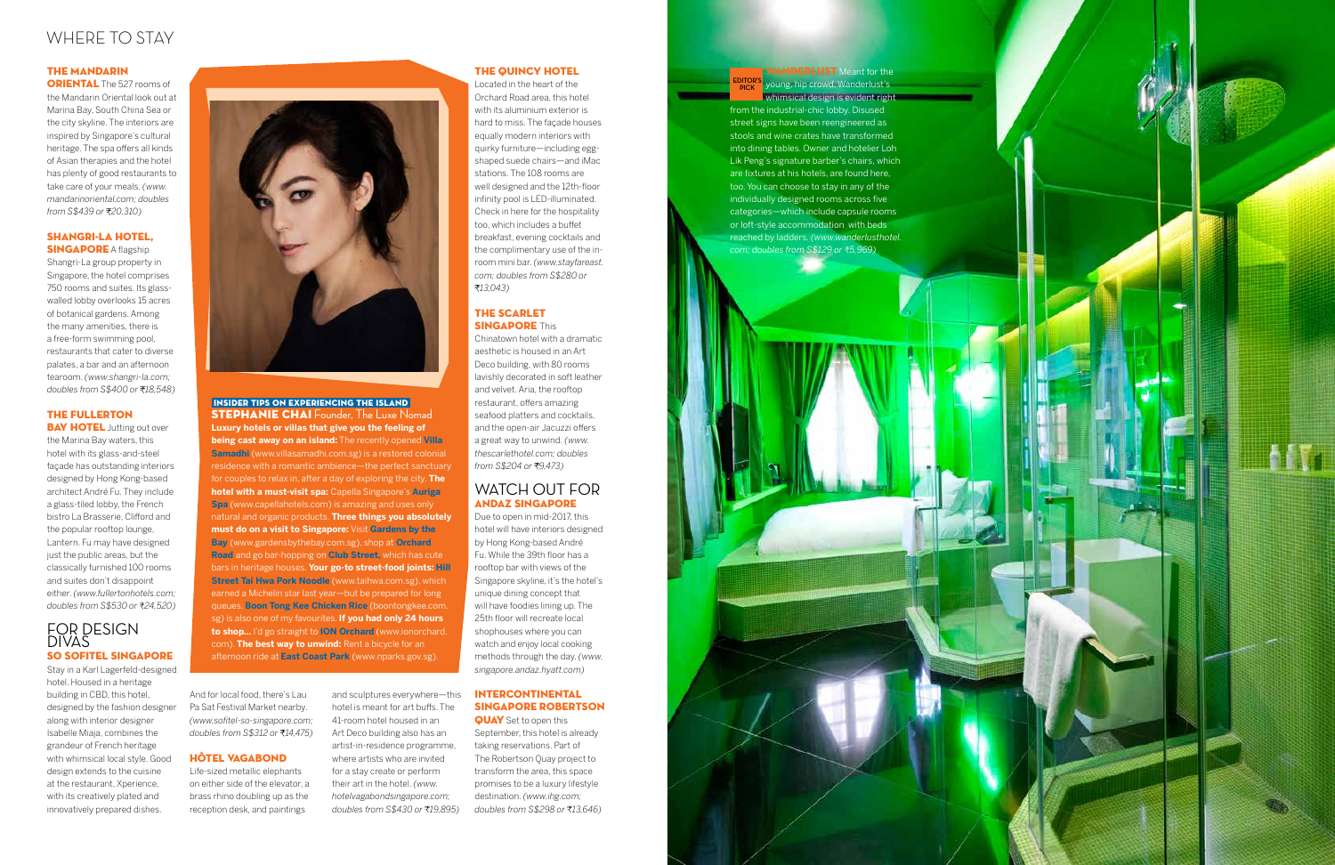# WHERE TO STAY

### THE MANDARIN ORIENTAL

The 527 rooms of the Mandarin Oriental look out at Marina Bay, South China Sea or the city skyline. The interiors are inspired by Singapore's cultural heritage. The spa offers all kinds of Asian therapies and the hotel has plenty of good restaurants to take care of your meals. *(www.mandarinoriental.com; doubles from S$439 or ₹20,310)*

### SHANGRI-LA HOTEL, SINGAPORE

A flagship Shangri-La group property in Singapore, the hotel comprises 750 rooms and suites. Its glass-walled lobby overlooks 15 acres of botanical gardens. Among the many amenities, there is a free-form swimming pool, restaurants that cater to diverse palates, a bar and an afternoon tearoom. *(www.shangri-la.com; doubles from S$400 or ₹18,548)*

### THE FULLERTON BAY HOTEL

Jutting out over the Marina Bay waters, this hotel with its glass-and-steel façade has outstanding interiors designed by Hong Kong-based architect André Fu. They include a glass-tiled lobby, the French bistro La Brasserie, Clifford and the popular rooftop lounge, Lantern. Fu may have designed just the public areas, but the classically furnished 100 rooms and suites don't disappoint either. *(www.fullertonhotels.com; doubles from S$530 or ₹24,520)*

## FOR DESIGN DIVAS

### SO SOFITEL SINGAPORE

Stay in a Karl Lagerfeld-designed hotel. Housed in a heritage building in CBD, this hotel, designed by the fashion designer along with interior designer Isabelle Miaja, combines the grandeur of French heritage with whimsical local style. Good design extends to the cuisine at the restaurant, Xperience, with its creatively plated and innovatively prepared dishes. And for local food, there's Lau Pa Sat Festival Market nearby. *(www.sofitel-so-singapore.com; doubles from S$312 or ₹14,475)*

### HÔTEL VAGABOND

Life-sized metallic elephants on either side of the elevator, a brass rhino doubling up as the reception desk, and paintings and sculptures everywhere—this hotel is meant for art buffs. The 41-room hotel housed in an Art Deco building also has an artist-in-residence programme, where artists who are invited for a stay create or perform their art in the hotel. *(www.hotelvagabondsingapore.com; doubles from S$430 or ₹19,895)*

**INSIDER TIPS ON EXPERIENCING THE ISLAND**

**STEPHANIE CHAI** Founder, The Luxe Nomad

**Luxury hotels or villas that give you the feeling of being cast away on an island:** The recently opened **Villa Samadhi** (www.villasamadhi.com.sg) is a restored colonial residence with a romantic ambience—the perfect sanctuary for couples to relax in, after a day of exploring the city. **The hotel with a must-visit spa:** Capella Singapore's **Auriga Spa** (www.capellahotels.com) is amazing and uses only natural and organic products. **Three things you absolutely must do on a visit to Singapore:** Visit **Gardens by the Bay** (www.gardensbythebay.com.sg), shop at **Orchard Road** and go bar-hopping on **Club Street,** which has cute bars in heritage houses. **Your go-to street-food joints: Hill Street Tai Hwa Pork Noodle** (www.taihwa.com.sg), which earned a Michelin star last year—but be prepared for long queues. **Boon Tong Kee Chicken Rice** (boontongkee.com.sg) is also one of my favourites. **If you had only 24 hours to shop...** I'd go straight to **ION Orchard** (www.ionorchard.com). **The best way to unwind:** Rent a bicycle for an afternoon ride at **East Coast Park** (www.nparks.gov.sg).

### THE QUINCY HOTEL

Located in the heart of the Orchard Road area, this hotel with its aluminium exterior is hard to miss. The façade houses equally modern interiors with quirky furniture—including egg-shaped suede chairs—and iMac stations. The 108 rooms are well designed and the 12th-floor infinity pool is LED-illuminated. Check in here for the hospitality too, which includes a buffet breakfast, evening cocktails and the complimentary use of the in-room mini bar. *(www.stayfareast.com; doubles from S$280 or ₹13,043)*

### THE SCARLET SINGAPORE

This Chinatown hotel with a dramatic aesthetic is housed in an Art Deco building, with 80 rooms lavishly decorated in soft leather and velvet. Aria, the rooftop restaurant, offers amazing seafood platters and cocktails, and the open-air Jacuzzi offers a great way to unwind. *(www.thescarlethotel.com; doubles from S$204 or ₹9,473)*

## WATCH OUT FOR

### ANDAZ SINGAPORE

Due to open in mid-2017, this hotel will have interiors designed by Hong Kong-based André Fu. While the 39th floor has a rooftop bar with views of the Singapore skyline, it's the hotel's unique dining concept that will have foodies lining up. The 25th floor will recreate local shophouses where you can watch and enjoy local cooking methods through the day. *(www.singapore.andaz.hyatt.com)*

### INTERCONTINENTAL SINGAPORE ROBERTSON QUAY

Set to open this September, this hotel is already taking reservations. Part of The Robertson Quay project to transform the area, this space promises to be a luxury lifestyle destination. *(www.ihg.com; doubles from S$298 or ₹13,646)*

EDITOR'S PICK

### WANDERLUST

Meant for the young, hip crowd, Wanderlust's whimsical design is evident right from the industrial-chic lobby. Disused street signs have been reengineered as stools and wine crates have transformed into dining tables. Owner and hotelier Loh Lik Peng's signature barber's chairs, which are fixtures at his hotels, are found here, too. You can choose to stay in any of the individually designed rooms across five categories—which include capsule rooms or loft-style accommodation with beds reached by ladders. *(www.wanderlusthotel.com; doubles from S$129 or ₹5,969)*